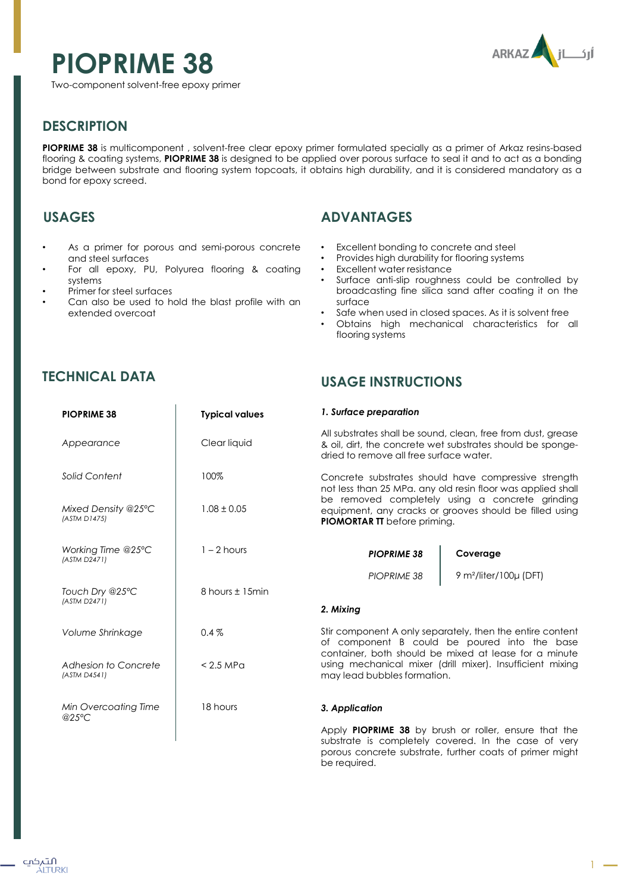# PIOPRIME 38

Two-component solvent-free epoxy primer

## DESCRIPTION

**PIOPRIME 38** is multicomponent , solvent-free clear epoxy primer formulated specially as a primer of Arkaz resins-based flooring & coating systems, **PIOPRIME 38** is designed to be applied over porous surface to seal it and to act as a bonding bridge between substrate and flooring system topcoats, it obtains high durability, and it is considered mandatory as a bond for epoxy screed.

## USAGES

- As a primer for porous and semi-porous concrete and steel surfaces
- For all epoxy, PU, Polyurea flooring & coating systems
- Primer for steel surfaces
- Can also be used to hold the blast profile with an extended overcoat

## ADVANTAGES

- Excellent bonding to concrete and steel
- Provides high durability for flooring systems
- Excellent water resistance
- Surface anti-slip roughness could be controlled by broadcasting fine silica sand after coating it on the surface
- Safe when used in closed spaces. As it is solvent free
- Obtains high mechanical characteristics for all flooring systems

## TECHNICAL DATA

| PIOPRIME 38 | Typical values |
|---|---|
| *Appearance* | Clear liquid |
| *Solid Content* | 100% |
| *Mixed Density @25°C* (ASTM D1475) | 1.08 ± 0.05 |
| *Working Time @25°C* (ASTM D2471) | 1 – 2 hours |
| *Touch Dry @25°C* (ASTM D2471) | 8 hours ± 15min |
| *Volume Shrinkage* | 0.4 % |
| *Adhesion to Concrete* (ASTM D4541) | < 2.5 MPa |
| *Min Overcoating Time @25°C* | 18 hours |

## USAGE INSTRUCTIONS

### *1. Surface preparation*

All substrates shall be sound, clean, free from dust, grease & oil, dirt, the concrete wet substrates should be sponge-dried to remove all free surface water.

Concrete substrates should have compressive strength not less than 25 MPa. any old resin floor was applied shall be removed completely using a concrete grinding equipment, any cracks or grooves should be filled using **PIOMORTAR TT** before priming.

| *PIOPRIME 38* | Coverage |
|---|---|
| *PIOPRIME 38* | 9 m²/liter/100µ (DFT) |

### *2. Mixing*

Stir component A only separately, then the entire content of component B could be poured into the base container, both should be mixed at lease for a minute using mechanical mixer (drill mixer). Insufficient mixing may lead bubbles formation.

### *3. Application*

Apply **PIOPRIME 38** by brush or roller, ensure that the substrate is completely covered. In the case of very porous concrete substrate, further coats of primer might be required.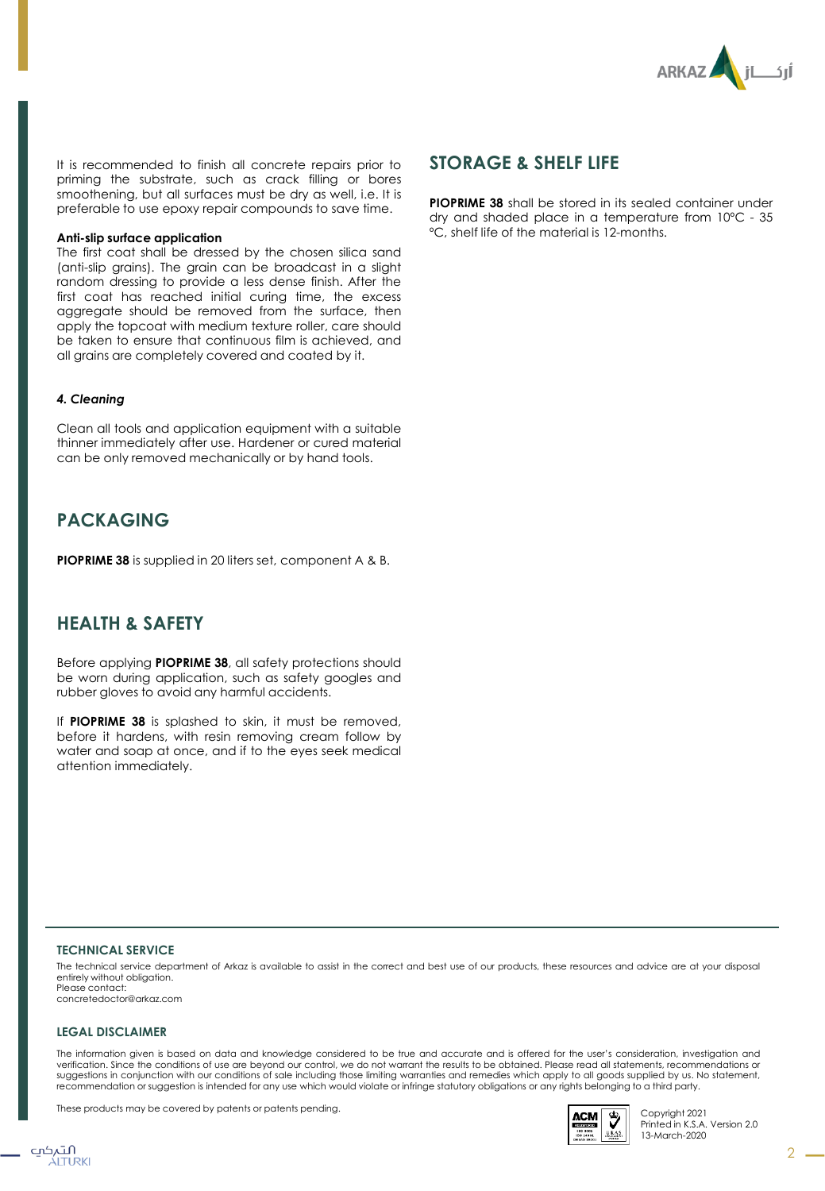It is recommended to finish all concrete repairs prior to priming the substrate, such as crack filling or bores smoothening, but all surfaces must be dry as well, i.e. It is preferable to use epoxy repair compounds to save time.

**Anti-slip surface application**

The first coat shall be dressed by the chosen silica sand (anti-slip grains). The grain can be broadcast in a slight random dressing to provide a less dense finish. After the first coat has reached initial curing time, the excess aggregate should be removed from the surface, then apply the topcoat with medium texture roller, care should be taken to ensure that continuous film is achieved, and all grains are completely covered and coated by it.

***4. Cleaning***

Clean all tools and application equipment with a suitable thinner immediately after use. Hardener or cured material can be only removed mechanically or by hand tools.

## PACKAGING

**PIOPRIME 38** is supplied in 20 liters set, component A & B.

## HEALTH & SAFETY

Before applying **PIOPRIME 38**, all safety protections should be worn during application, such as safety googles and rubber gloves to avoid any harmful accidents.

If **PIOPRIME 38** is splashed to skin, it must be removed, before it hardens, with resin removing cream follow by water and soap at once, and if to the eyes seek medical attention immediately.

## STORAGE & SHELF LIFE

**PIOPRIME 38** shall be stored in its sealed container under dry and shaded place in a temperature from 10°C - 35 °C, shelf life of the material is 12-months.

### TECHNICAL SERVICE

The technical service department of Arkaz is available to assist in the correct and best use of our products, these resources and advice are at your disposal entirely without obligation.
Please contact:
concretedoctor@arkaz.com

### LEGAL DISCLAIMER

The information given is based on data and knowledge considered to be true and accurate and is offered for the user's consideration, investigation and verification. Since the conditions of use are beyond our control, we do not warrant the results to be obtained. Please read all statements, recommendations or suggestions in conjunction with our conditions of sale including those limiting warranties and remedies which apply to all goods supplied by us. No statement, recommendation or suggestion is intended for any use which would violate or infringe statutory obligations or any rights belonging to a third party.

These products may be covered by patents or patents pending.

Copyright 2021
Printed in K.S.A. Version 2.0
13-March-2020